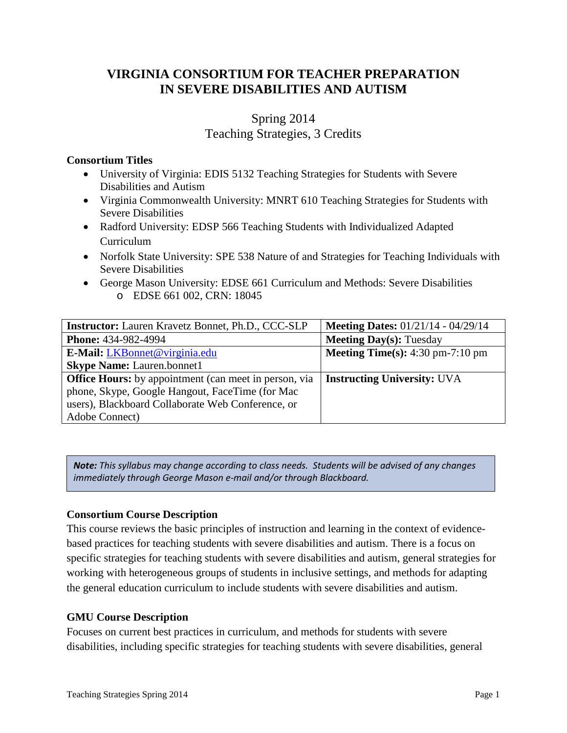# VIRGINIA CONSORTIUM FOR TEACHER PREPARATION IN SEVERE DISABILITIES AND AUTISM

Spring 2014
Teaching Strategies, 3 Credits

**Consortium Titles**

- University of Virginia: EDIS 5132 Teaching Strategies for Students with Severe Disabilities and Autism
- Virginia Commonwealth University: MNRT 610 Teaching Strategies for Students with Severe Disabilities
- Radford University: EDSP 566 Teaching Students with Individualized Adapted Curriculum
- Norfolk State University: SPE 538 Nature of and Strategies for Teaching Individuals with Severe Disabilities
- George Mason University: EDSE 661 Curriculum and Methods: Severe Disabilities
  - EDSE 661 002, CRN: 18045

| **Instructor:** Lauren Kravetz Bonnet, Ph.D., CCC-SLP | **Meeting Dates:** 01/21/14 - 04/29/14 |
|---|---|
| **Phone:** 434-982-4994 | **Meeting Day(s):** Tuesday |
| **E-Mail:** LKBonnet@virginia.edu<br>**Skype Name:** Lauren.bonnet1 | **Meeting Time(s):** 4:30 pm-7:10 pm |
| **Office Hours:** by appointment (can meet in person, via phone, Skype, Google Hangout, FaceTime (for Mac users), Blackboard Collaborate Web Conference, or Adobe Connect) | **Instructing University:** UVA |

***Note:*** *This syllabus may change according to class needs. Students will be advised of any changes immediately through George Mason e-mail and/or through Blackboard.*

**Consortium Course Description**

This course reviews the basic principles of instruction and learning in the context of evidence-based practices for teaching students with severe disabilities and autism. There is a focus on specific strategies for teaching students with severe disabilities and autism, general strategies for working with heterogeneous groups of students in inclusive settings, and methods for adapting the general education curriculum to include students with severe disabilities and autism.

**GMU Course Description**

Focuses on current best practices in curriculum, and methods for students with severe disabilities, including specific strategies for teaching students with severe disabilities, general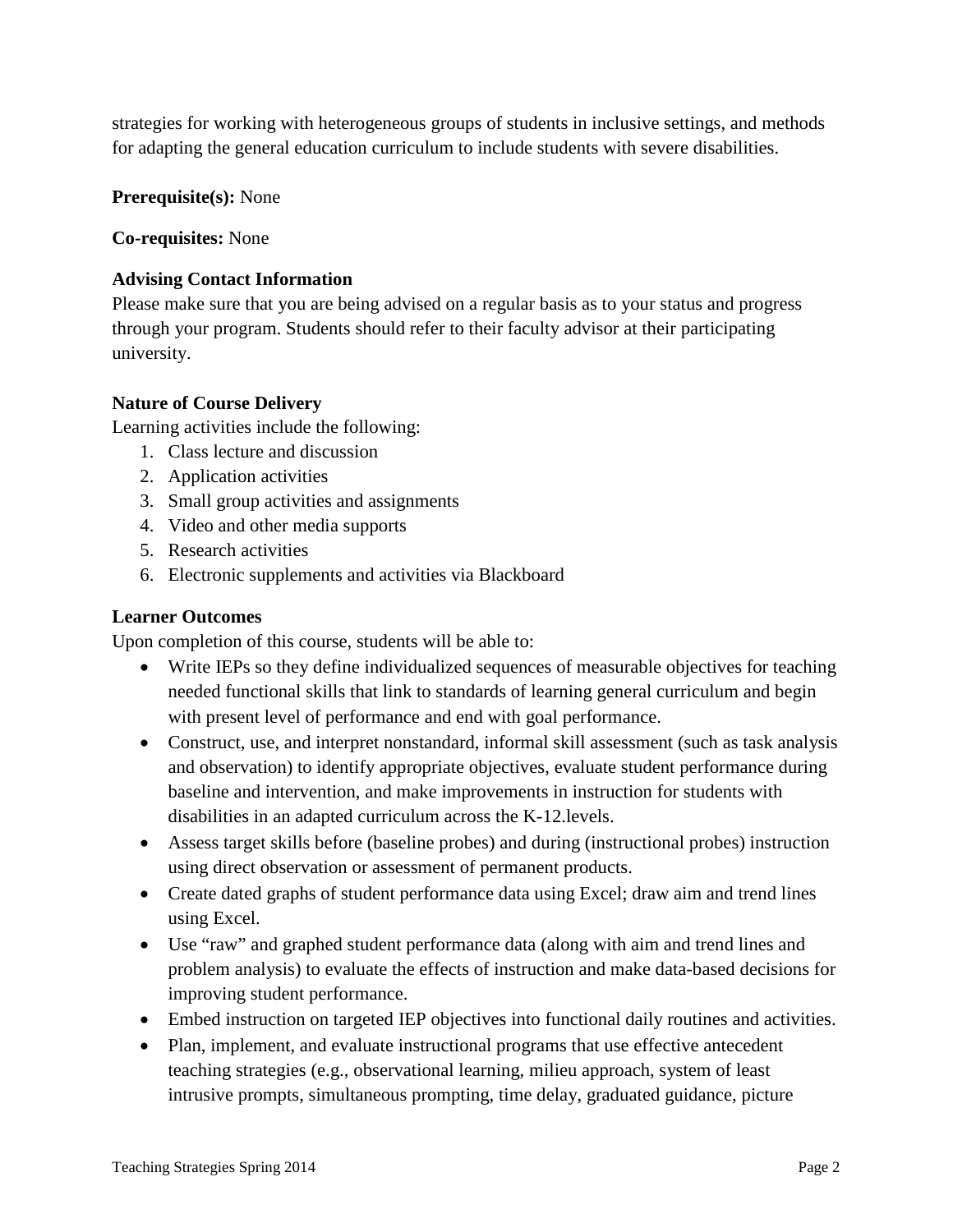strategies for working with heterogeneous groups of students in inclusive settings, and methods for adapting the general education curriculum to include students with severe disabilities.

**Prerequisite(s):** None

**Co-requisites:** None

**Advising Contact Information**

Please make sure that you are being advised on a regular basis as to your status and progress through your program. Students should refer to their faculty advisor at their participating university.

**Nature of Course Delivery**

Learning activities include the following:

1. Class lecture and discussion
2. Application activities
3. Small group activities and assignments
4. Video and other media supports
5. Research activities
6. Electronic supplements and activities via Blackboard

**Learner Outcomes**

Upon completion of this course, students will be able to:

- Write IEPs so they define individualized sequences of measurable objectives for teaching needed functional skills that link to standards of learning general curriculum and begin with present level of performance and end with goal performance.
- Construct, use, and interpret nonstandard, informal skill assessment (such as task analysis and observation) to identify appropriate objectives, evaluate student performance during baseline and intervention, and make improvements in instruction for students with disabilities in an adapted curriculum across the K-12.levels.
- Assess target skills before (baseline probes) and during (instructional probes) instruction using direct observation or assessment of permanent products.
- Create dated graphs of student performance data using Excel; draw aim and trend lines using Excel.
- Use "raw" and graphed student performance data (along with aim and trend lines and problem analysis) to evaluate the effects of instruction and make data-based decisions for improving student performance.
- Embed instruction on targeted IEP objectives into functional daily routines and activities.
- Plan, implement, and evaluate instructional programs that use effective antecedent teaching strategies (e.g., observational learning, milieu approach, system of least intrusive prompts, simultaneous prompting, time delay, graduated guidance, picture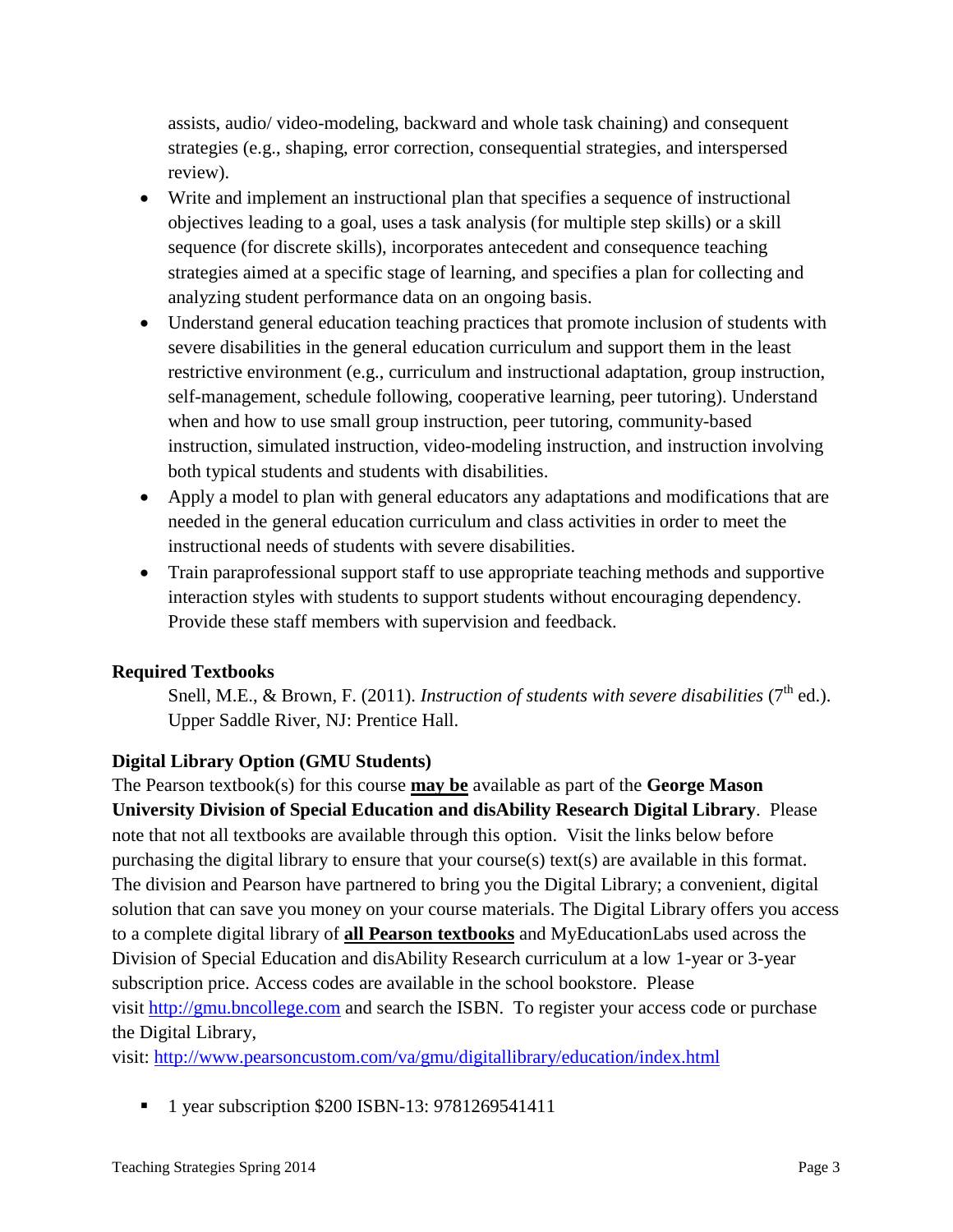assists, audio/ video-modeling, backward and whole task chaining) and consequent strategies (e.g., shaping, error correction, consequential strategies, and interspersed review).

- Write and implement an instructional plan that specifies a sequence of instructional objectives leading to a goal, uses a task analysis (for multiple step skills) or a skill sequence (for discrete skills), incorporates antecedent and consequence teaching strategies aimed at a specific stage of learning, and specifies a plan for collecting and analyzing student performance data on an ongoing basis.
- Understand general education teaching practices that promote inclusion of students with severe disabilities in the general education curriculum and support them in the least restrictive environment (e.g., curriculum and instructional adaptation, group instruction, self-management, schedule following, cooperative learning, peer tutoring). Understand when and how to use small group instruction, peer tutoring, community-based instruction, simulated instruction, video-modeling instruction, and instruction involving both typical students and students with disabilities.
- Apply a model to plan with general educators any adaptations and modifications that are needed in the general education curriculum and class activities in order to meet the instructional needs of students with severe disabilities.
- Train paraprofessional support staff to use appropriate teaching methods and supportive interaction styles with students to support students without encouraging dependency. Provide these staff members with supervision and feedback.

**Required Textbooks**

Snell, M.E., & Brown, F. (2011). *Instruction of students with severe disabilities* (7th ed.). Upper Saddle River, NJ: Prentice Hall.

**Digital Library Option (GMU Students)**

The Pearson textbook(s) for this course **may be** available as part of the **George Mason University Division of Special Education and disAbility Research Digital Library**. Please note that not all textbooks are available through this option. Visit the links below before purchasing the digital library to ensure that your course(s) text(s) are available in this format. The division and Pearson have partnered to bring you the Digital Library; a convenient, digital solution that can save you money on your course materials. The Digital Library offers you access to a complete digital library of **all Pearson textbooks** and MyEducationLabs used across the Division of Special Education and disAbility Research curriculum at a low 1-year or 3-year subscription price. Access codes are available in the school bookstore. Please visit http://gmu.bncollege.com and search the ISBN. To register your access code or purchase the Digital Library, visit: http://www.pearsoncustom.com/va/gmu/digitallibrary/education/index.html

- 1 year subscription $200 ISBN-13: 9781269541411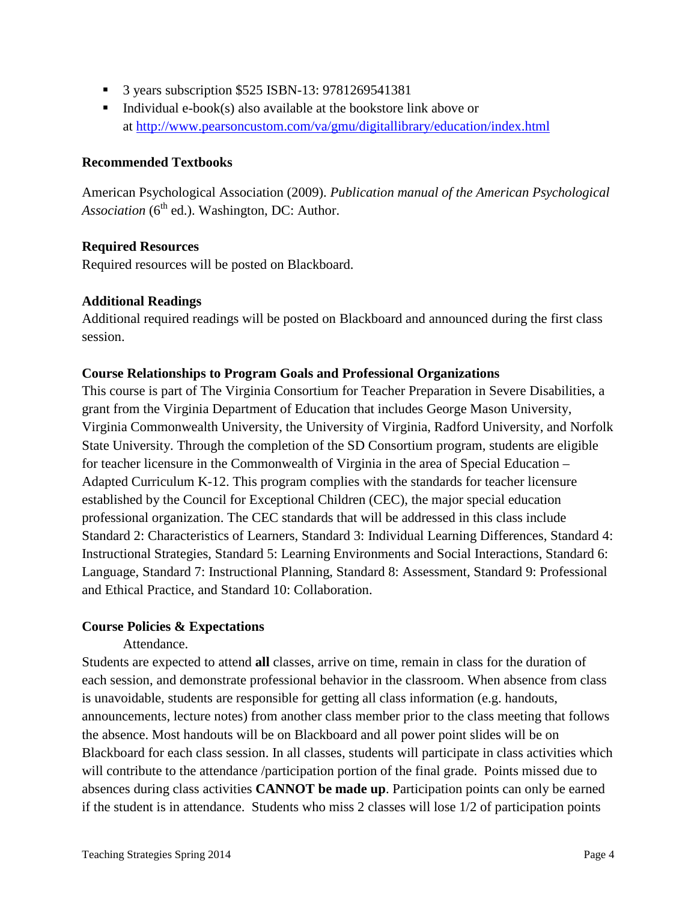- 3 years subscription $525 ISBN-13: 9781269541381
- Individual e-book(s) also available at the bookstore link above or at http://www.pearsoncustom.com/va/gmu/digitallibrary/education/index.html

**Recommended Textbooks**

American Psychological Association (2009). *Publication manual of the American Psychological Association* (6th ed.). Washington, DC: Author.

**Required Resources**

Required resources will be posted on Blackboard.

**Additional Readings**

Additional required readings will be posted on Blackboard and announced during the first class session.

**Course Relationships to Program Goals and Professional Organizations**

This course is part of The Virginia Consortium for Teacher Preparation in Severe Disabilities, a grant from the Virginia Department of Education that includes George Mason University, Virginia Commonwealth University, the University of Virginia, Radford University, and Norfolk State University. Through the completion of the SD Consortium program, students are eligible for teacher licensure in the Commonwealth of Virginia in the area of Special Education – Adapted Curriculum K-12. This program complies with the standards for teacher licensure established by the Council for Exceptional Children (CEC), the major special education professional organization. The CEC standards that will be addressed in this class include Standard 2: Characteristics of Learners, Standard 3: Individual Learning Differences, Standard 4: Instructional Strategies, Standard 5: Learning Environments and Social Interactions, Standard 6: Language, Standard 7: Instructional Planning, Standard 8: Assessment, Standard 9: Professional and Ethical Practice, and Standard 10: Collaboration.

**Course Policies & Expectations**

Attendance.

Students are expected to attend **all** classes, arrive on time, remain in class for the duration of each session, and demonstrate professional behavior in the classroom. When absence from class is unavoidable, students are responsible for getting all class information (e.g. handouts, announcements, lecture notes) from another class member prior to the class meeting that follows the absence. Most handouts will be on Blackboard and all power point slides will be on Blackboard for each class session. In all classes, students will participate in class activities which will contribute to the attendance /participation portion of the final grade. Points missed due to absences during class activities **CANNOT be made up**. Participation points can only be earned if the student is in attendance. Students who miss 2 classes will lose 1/2 of participation points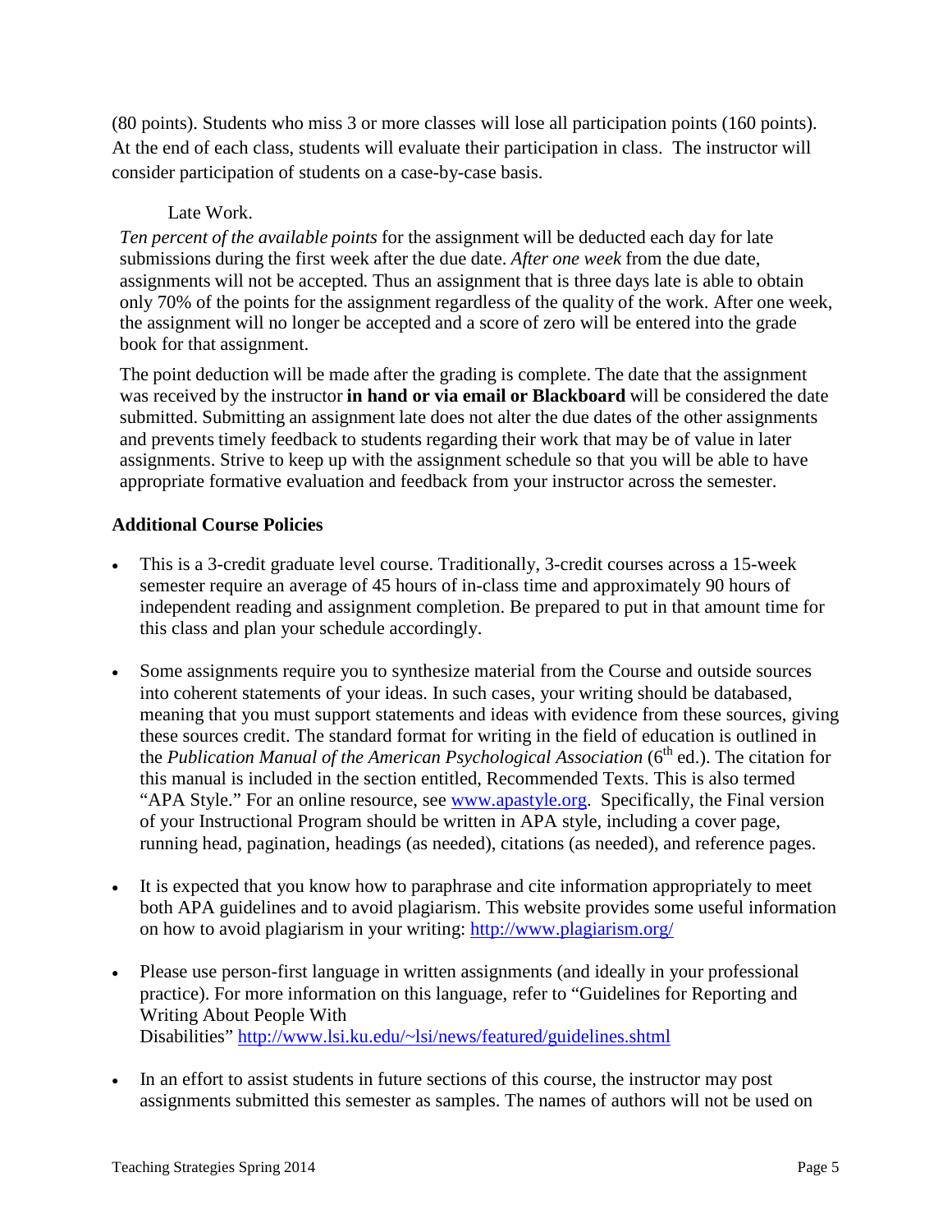(80 points). Students who miss 3 or more classes will lose all participation points (160 points). At the end of each class, students will evaluate their participation in class. The instructor will consider participation of students on a case-by-case basis.

Late Work.

*Ten percent of the available points* for the assignment will be deducted each day for late submissions during the first week after the due date. *After one week* from the due date, assignments will not be accepted. Thus an assignment that is three days late is able to obtain only 70% of the points for the assignment regardless of the quality of the work. After one week, the assignment will no longer be accepted and a score of zero will be entered into the grade book for that assignment.

The point deduction will be made after the grading is complete. The date that the assignment was received by the instructor **in hand or via email or Blackboard** will be considered the date submitted. Submitting an assignment late does not alter the due dates of the other assignments and prevents timely feedback to students regarding their work that may be of value in later assignments. Strive to keep up with the assignment schedule so that you will be able to have appropriate formative evaluation and feedback from your instructor across the semester.

**Additional Course Policies**

- This is a 3-credit graduate level course. Traditionally, 3-credit courses across a 15-week semester require an average of 45 hours of in-class time and approximately 90 hours of independent reading and assignment completion. Be prepared to put in that amount time for this class and plan your schedule accordingly.

- Some assignments require you to synthesize material from the Course and outside sources into coherent statements of your ideas. In such cases, your writing should be databased, meaning that you must support statements and ideas with evidence from these sources, giving these sources credit. The standard format for writing in the field of education is outlined in the *Publication Manual of the American Psychological Association* (6th ed.). The citation for this manual is included in the section entitled, Recommended Texts. This is also termed "APA Style." For an online resource, see [www.apastyle.org](www.apastyle.org). Specifically, the Final version of your Instructional Program should be written in APA style, including a cover page, running head, pagination, headings (as needed), citations (as needed), and reference pages.

- It is expected that you know how to paraphrase and cite information appropriately to meet both APA guidelines and to avoid plagiarism. This website provides some useful information on how to avoid plagiarism in your writing: [http://www.plagiarism.org/](http://www.plagiarism.org/)

- Please use person-first language in written assignments (and ideally in your professional practice). For more information on this language, refer to "Guidelines for Reporting and Writing About People With Disabilities" [http://www.lsi.ku.edu/~lsi/news/featured/guidelines.shtml](http://www.lsi.ku.edu/~lsi/news/featured/guidelines.shtml)

- In an effort to assist students in future sections of this course, the instructor may post assignments submitted this semester as samples. The names of authors will not be used on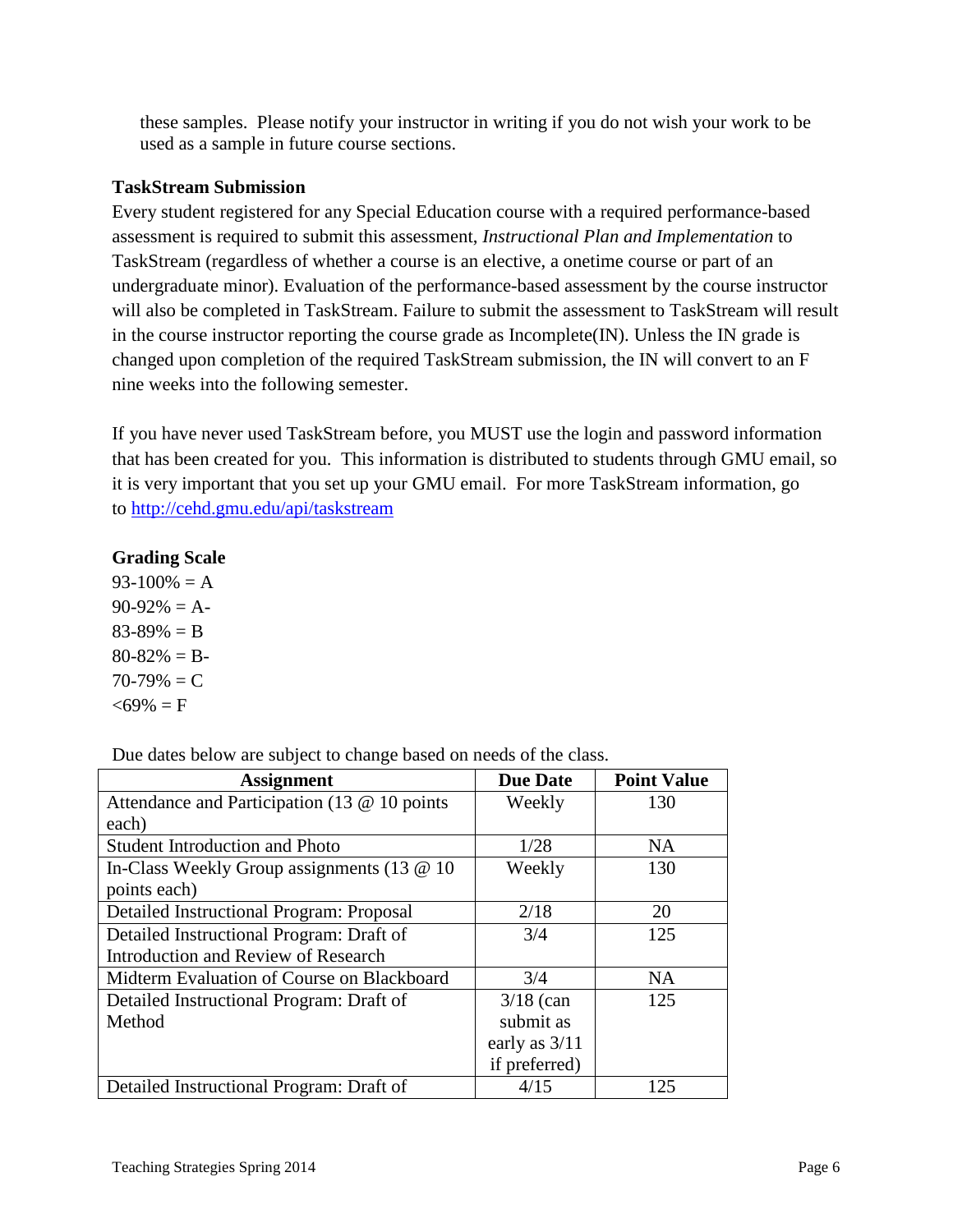these samples. Please notify your instructor in writing if you do not wish your work to be used as a sample in future course sections.

**TaskStream Submission**

Every student registered for any Special Education course with a required performance-based assessment is required to submit this assessment, *Instructional Plan and Implementation* to TaskStream (regardless of whether a course is an elective, a onetime course or part of an undergraduate minor). Evaluation of the performance-based assessment by the course instructor will also be completed in TaskStream. Failure to submit the assessment to TaskStream will result in the course instructor reporting the course grade as Incomplete(IN). Unless the IN grade is changed upon completion of the required TaskStream submission, the IN will convert to an F nine weeks into the following semester.

If you have never used TaskStream before, you MUST use the login and password information that has been created for you. This information is distributed to students through GMU email, so it is very important that you set up your GMU email. For more TaskStream information, go to http://cehd.gmu.edu/api/taskstream

**Grading Scale**

93-100% = A
90-92% = A-
83-89% = B
80-82% = B-
70-79% = C
<69% = F

Due dates below are subject to change based on needs of the class.

| Assignment | Due Date | Point Value |
|---|---|---|
| Attendance and Participation (13 @ 10 points each) | Weekly | 130 |
| Student Introduction and Photo | 1/28 | NA |
| In-Class Weekly Group assignments (13 @ 10 points each) | Weekly | 130 |
| Detailed Instructional Program: Proposal | 2/18 | 20 |
| Detailed Instructional Program: Draft of Introduction and Review of Research | 3/4 | 125 |
| Midterm Evaluation of Course on Blackboard | 3/4 | NA |
| Detailed Instructional Program: Draft of Method | 3/18 (can submit as early as 3/11 if preferred) | 125 |
| Detailed Instructional Program: Draft of | 4/15 | 125 |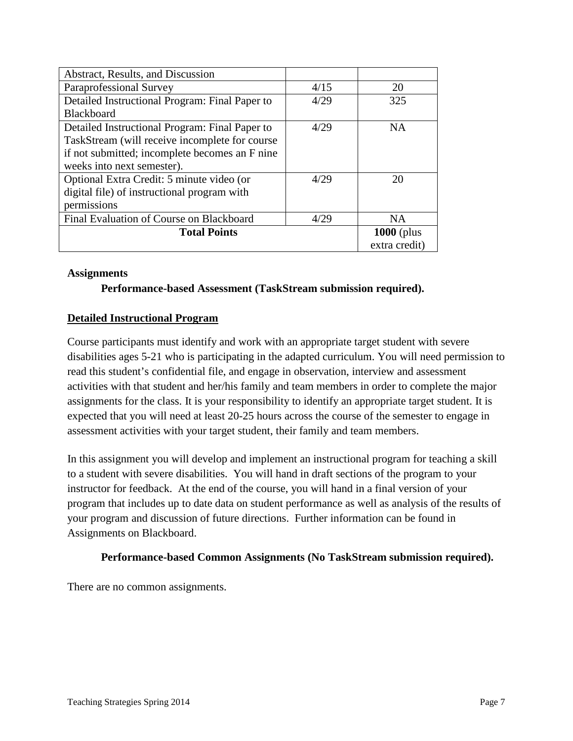| | | |
|---|---|---|
| Abstract, Results, and Discussion | | |
| Paraprofessional Survey | 4/15 | 20 |
| Detailed Instructional Program: Final Paper to Blackboard | 4/29 | 325 |
| Detailed Instructional Program: Final Paper to TaskStream (will receive incomplete for course if not submitted; incomplete becomes an F nine weeks into next semester). | 4/29 | NA |
| Optional Extra Credit: 5 minute video (or digital file) of instructional program with permissions | 4/29 | 20 |
| Final Evaluation of Course on Blackboard | 4/29 | NA |
| **Total Points** | | **1000** (plus extra credit) |

**Assignments**

**Performance-based Assessment (TaskStream submission required).**

**Detailed Instructional Program**

Course participants must identify and work with an appropriate target student with severe disabilities ages 5-21 who is participating in the adapted curriculum. You will need permission to read this student's confidential file, and engage in observation, interview and assessment activities with that student and her/his family and team members in order to complete the major assignments for the class. It is your responsibility to identify an appropriate target student. It is expected that you will need at least 20-25 hours across the course of the semester to engage in assessment activities with your target student, their family and team members.

In this assignment you will develop and implement an instructional program for teaching a skill to a student with severe disabilities. You will hand in draft sections of the program to your instructor for feedback. At the end of the course, you will hand in a final version of your program that includes up to date data on student performance as well as analysis of the results of your program and discussion of future directions. Further information can be found in Assignments on Blackboard.

**Performance-based Common Assignments (No TaskStream submission required).**

There are no common assignments.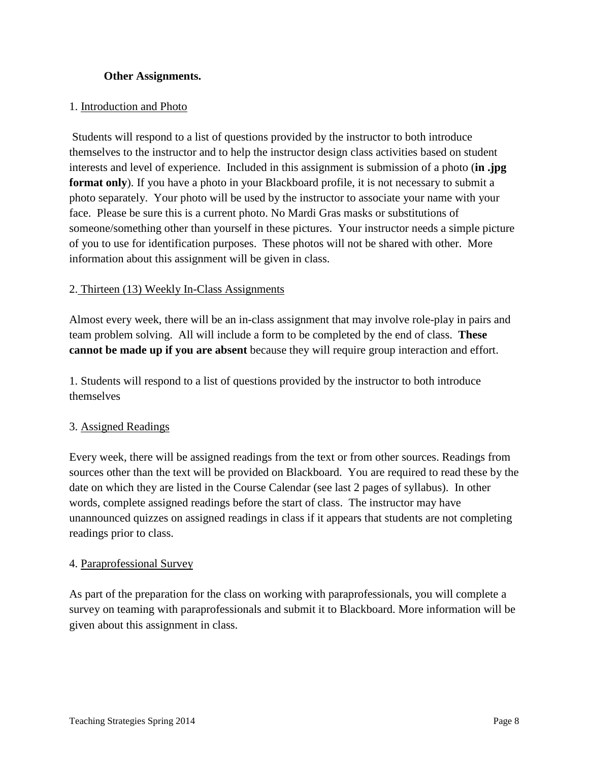**Other Assignments.**

1. <u>Introduction and Photo</u>

Students will respond to a list of questions provided by the instructor to both introduce themselves to the instructor and to help the instructor design class activities based on student interests and level of experience. Included in this assignment is submission of a photo (**in .jpg format only**). If you have a photo in your Blackboard profile, it is not necessary to submit a photo separately. Your photo will be used by the instructor to associate your name with your face. Please be sure this is a current photo. No Mardi Gras masks or substitutions of someone/something other than yourself in these pictures. Your instructor needs a simple picture of you to use for identification purposes. These photos will not be shared with other. More information about this assignment will be given in class.

2. <u>Thirteen (13) Weekly In-Class Assignments</u>

Almost every week, there will be an in-class assignment that may involve role-play in pairs and team problem solving. All will include a form to be completed by the end of class. **These cannot be made up if you are absent** because they will require group interaction and effort.

1. Students will respond to a list of questions provided by the instructor to both introduce themselves

3. <u>Assigned Readings</u>

Every week, there will be assigned readings from the text or from other sources. Readings from sources other than the text will be provided on Blackboard. You are required to read these by the date on which they are listed in the Course Calendar (see last 2 pages of syllabus). In other words, complete assigned readings before the start of class. The instructor may have unannounced quizzes on assigned readings in class if it appears that students are not completing readings prior to class.

4. <u>Paraprofessional Survey</u>

As part of the preparation for the class on working with paraprofessionals, you will complete a survey on teaming with paraprofessionals and submit it to Blackboard. More information will be given about this assignment in class.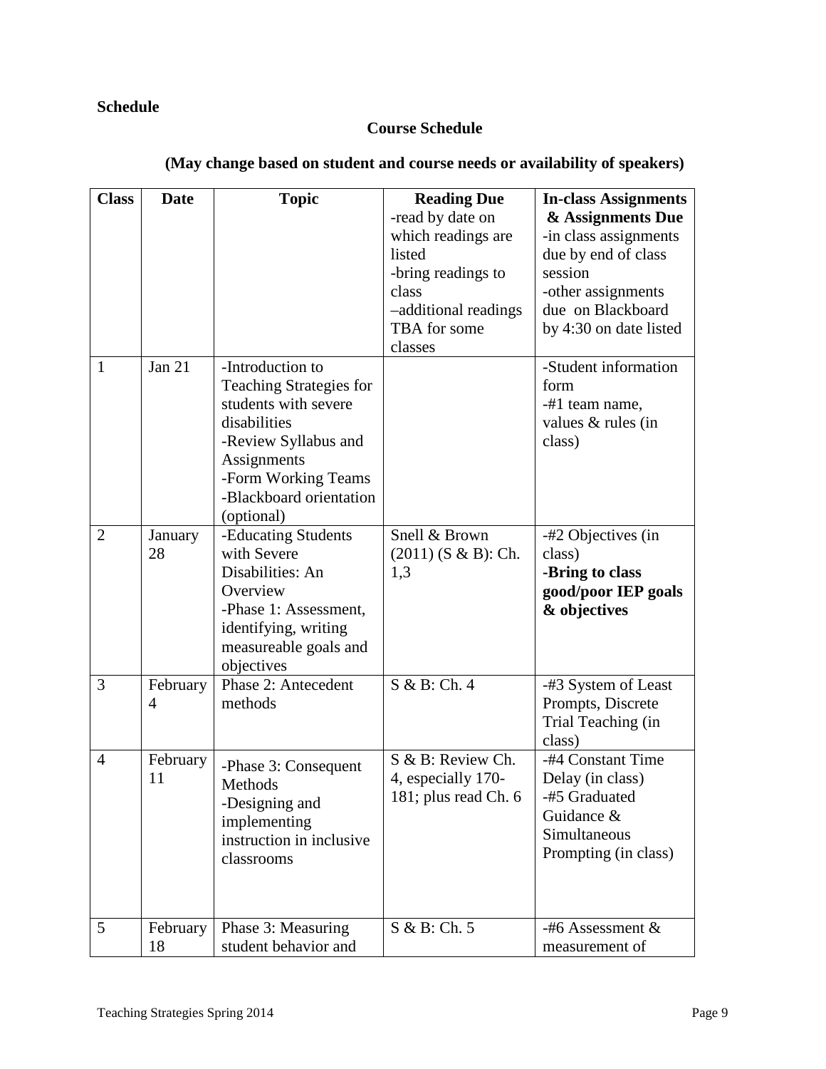**Schedule**

**Course Schedule**

**(May change based on student and course needs or availability of speakers)**

| **Class** | **Date** | **Topic** | **Reading Due**<br>-read by date on which readings are listed<br>-bring readings to class<br>–additional readings TBA for some classes | **In-class Assignments & Assignments Due**<br>-in class assignments due by end of class session<br>-other assignments due on Blackboard by 4:30 on date listed |
|---|---|---|---|---|
| 1 | Jan 21 | -Introduction to Teaching Strategies for students with severe disabilities<br>-Review Syllabus and Assignments<br>-Form Working Teams<br>-Blackboard orientation (optional) | | -Student information form<br>-#1 team name, values & rules (in class) |
| 2 | January 28 | -Educating Students with Severe Disabilities: An Overview<br>-Phase 1: Assessment, identifying, writing measureable goals and objectives | Snell & Brown (2011) (S & B): Ch. 1,3 | -#2 Objectives (in class)<br>**-Bring to class good/poor IEP goals & objectives** |
| 3 | February 4 | Phase 2: Antecedent methods | S & B: Ch. 4 | -#3 System of Least Prompts, Discrete Trial Teaching (in class) |
| 4 | February 11 | -Phase 3: Consequent Methods<br>-Designing and implementing instruction in inclusive classrooms | S & B: Review Ch. 4, especially 170-181; plus read Ch. 6 | -#4 Constant Time Delay (in class)<br>-#5 Graduated Guidance & Simultaneous Prompting (in class) |
| 5 | February 18 | Phase 3: Measuring student behavior and | S & B: Ch. 5 | -#6 Assessment & measurement of |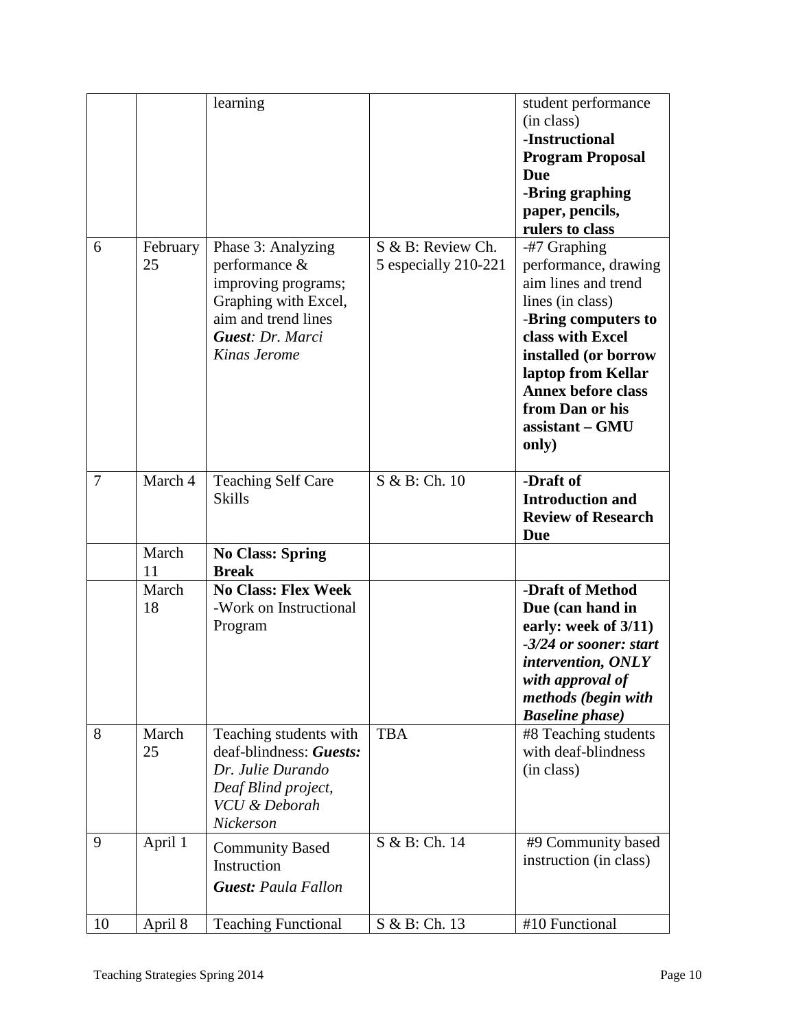| | | learning | | student performance (in class)<br>**-Instructional Program Proposal Due**<br>**-Bring graphing paper, pencils, rulers to class** |
|---|---|---|---|---|
| 6 | February 25 | Phase 3: Analyzing performance & improving programs; Graphing with Excel, aim and trend lines<br>***Guest****: Dr. Marci Kinas Jerome* | S & B: Review Ch. 5 especially 210-221 | -#7 Graphing performance, drawing aim lines and trend lines (in class)<br>-**Bring computers to class with Excel installed (or borrow laptop from Kellar Annex before class from Dan or his assistant – GMU only)** |
| 7 | March 4 | Teaching Self Care Skills | S & B: Ch. 10 | **-Draft of Introduction and Review of Research Due** |
| | March 11 | **No Class: Spring Break** | | |
| | March 18 | **No Class: Flex Week**<br>-Work on Instructional Program | | **-Draft of Method Due (can hand in early: week of 3/11)**<br>***-3/24 or sooner: start intervention, ONLY with approval of methods (begin with Baseline phase)*** |
| 8 | March 25 | Teaching students with deaf-blindness: ***Guests:*** *Dr. Julie Durando Deaf Blind project, VCU & Deborah Nickerson* | TBA | #8 Teaching students with deaf-blindness (in class) |
| 9 | April 1 | Community Based Instruction<br>***Guest:*** *Paula Fallon* | S & B: Ch. 14 | #9 Community based instruction (in class) |
| 10 | April 8 | Teaching Functional | S & B: Ch. 13 | #10 Functional |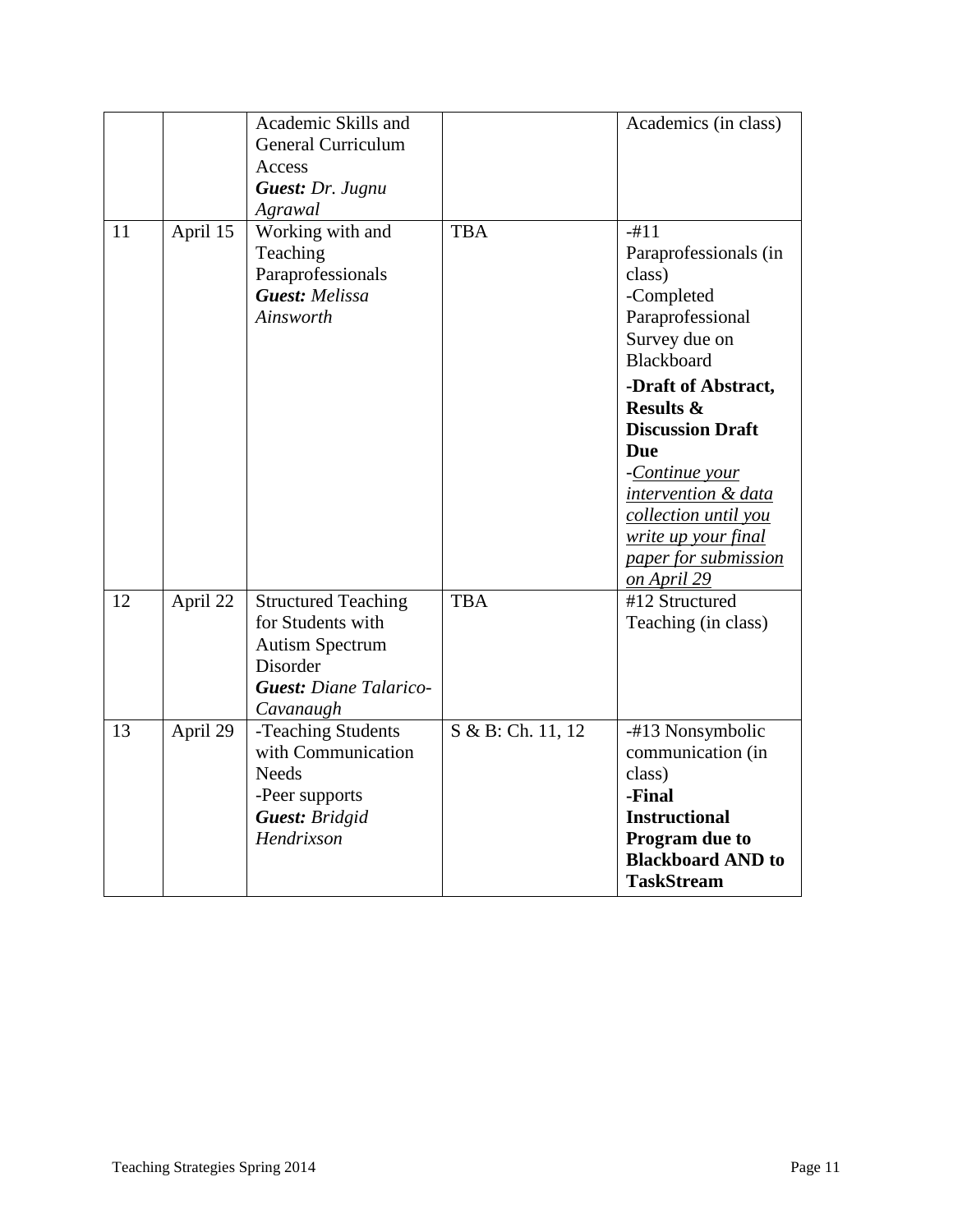| | | Academic Skills and General Curriculum Access ***Guest:*** *Dr. Jugnu Agrawal* | | Academics (in class) |
|---|---|---|---|---|
| 11 | April 15 | Working with and Teaching Paraprofessionals ***Guest:*** *Melissa Ainsworth* | TBA | -#11 Paraprofessionals (in class) -Completed Paraprofessional Survey due on Blackboard **-Draft of Abstract, Results & Discussion Draft Due** -*<u>Continue your intervention & data collection until you write up your final paper for submission on April 29</u>* |
| 12 | April 22 | Structured Teaching for Students with Autism Spectrum Disorder ***Guest:*** *Diane Talarico-Cavanaugh* | TBA | #12 Structured Teaching (in class) |
| 13 | April 29 | -Teaching Students with Communication Needs -Peer supports ***Guest:*** *Bridgid Hendrixson* | S & B: Ch. 11, 12 | -#13 Nonsymbolic communication (in class) **-Final Instructional Program due to Blackboard AND to TaskStream** |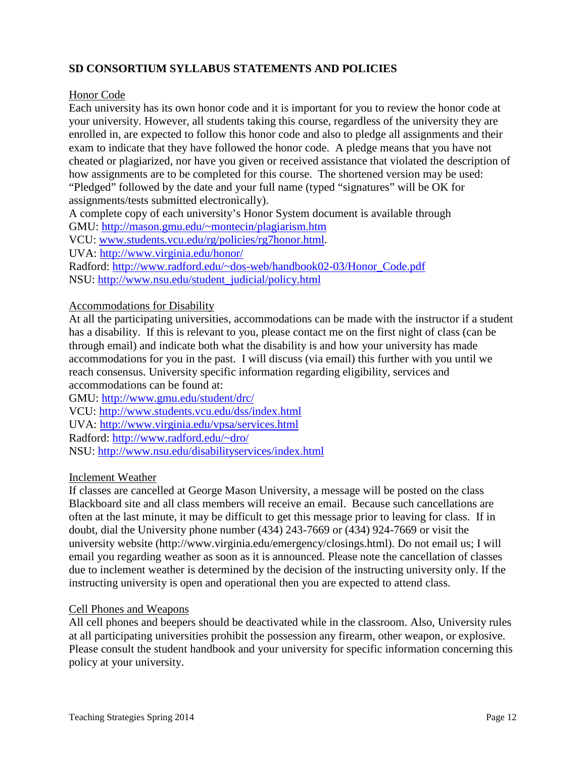## SD CONSORTIUM SYLLABUS STATEMENTS AND POLICIES

Honor Code

Each university has its own honor code and it is important for you to review the honor code at your university. However, all students taking this course, regardless of the university they are enrolled in, are expected to follow this honor code and also to pledge all assignments and their exam to indicate that they have followed the honor code. A pledge means that you have not cheated or plagiarized, nor have you given or received assistance that violated the description of how assignments are to be completed for this course. The shortened version may be used: "Pledged" followed by the date and your full name (typed "signatures" will be OK for assignments/tests submitted electronically).

A complete copy of each university's Honor System document is available through
GMU: http://mason.gmu.edu/~montecin/plagiarism.htm
VCU: www.students.vcu.edu/rg/policies/rg7honor.html.
UVA: http://www.virginia.edu/honor/
Radford: http://www.radford.edu/~dos-web/handbook02-03/Honor_Code.pdf
NSU: http://www.nsu.edu/student_judicial/policy.html

Accommodations for Disability

At all the participating universities, accommodations can be made with the instructor if a student has a disability. If this is relevant to you, please contact me on the first night of class (can be through email) and indicate both what the disability is and how your university has made accommodations for you in the past. I will discuss (via email) this further with you until we reach consensus. University specific information regarding eligibility, services and accommodations can be found at:
GMU: http://www.gmu.edu/student/drc/
VCU: http://www.students.vcu.edu/dss/index.html
UVA: http://www.virginia.edu/vpsa/services.html
Radford: http://www.radford.edu/~dro/
NSU: http://www.nsu.edu/disabilityservices/index.html

Inclement Weather

If classes are cancelled at George Mason University, a message will be posted on the class Blackboard site and all class members will receive an email. Because such cancellations are often at the last minute, it may be difficult to get this message prior to leaving for class. If in doubt, dial the University phone number (434) 243-7669 or (434) 924-7669 or visit the university website (http://www.virginia.edu/emergency/closings.html). Do not email us; I will email you regarding weather as soon as it is announced. Please note the cancellation of classes due to inclement weather is determined by the decision of the instructing university only. If the instructing university is open and operational then you are expected to attend class.

Cell Phones and Weapons

All cell phones and beepers should be deactivated while in the classroom. Also, University rules at all participating universities prohibit the possession any firearm, other weapon, or explosive. Please consult the student handbook and your university for specific information concerning this policy at your university.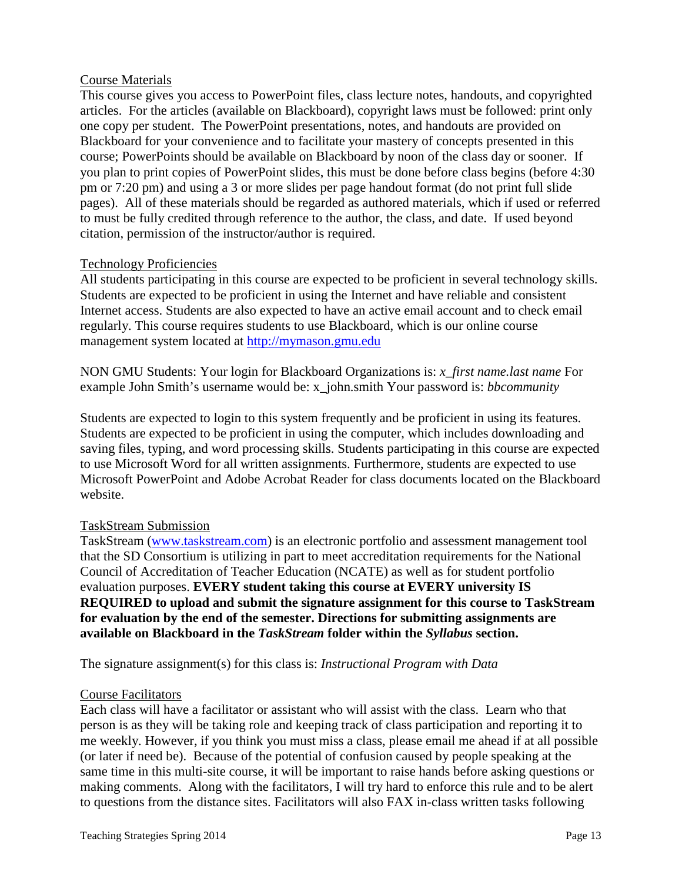Course Materials

This course gives you access to PowerPoint files, class lecture notes, handouts, and copyrighted articles. For the articles (available on Blackboard), copyright laws must be followed: print only one copy per student. The PowerPoint presentations, notes, and handouts are provided on Blackboard for your convenience and to facilitate your mastery of concepts presented in this course; PowerPoints should be available on Blackboard by noon of the class day or sooner. If you plan to print copies of PowerPoint slides, this must be done before class begins (before 4:30 pm or 7:20 pm) and using a 3 or more slides per page handout format (do not print full slide pages). All of these materials should be regarded as authored materials, which if used or referred to must be fully credited through reference to the author, the class, and date. If used beyond citation, permission of the instructor/author is required.

Technology Proficiencies

All students participating in this course are expected to be proficient in several technology skills. Students are expected to be proficient in using the Internet and have reliable and consistent Internet access. Students are also expected to have an active email account and to check email regularly. This course requires students to use Blackboard, which is our online course management system located at [http://mymason.gmu.edu](http://mymason.gmu.edu)

NON GMU Students: Your login for Blackboard Organizations is: *x_first name.last name* For example John Smith's username would be: x_john.smith Your password is: *bbcommunity*

Students are expected to login to this system frequently and be proficient in using its features. Students are expected to be proficient in using the computer, which includes downloading and saving files, typing, and word processing skills. Students participating in this course are expected to use Microsoft Word for all written assignments. Furthermore, students are expected to use Microsoft PowerPoint and Adobe Acrobat Reader for class documents located on the Blackboard website.

TaskStream Submission

TaskStream ([www.taskstream.com](http://www.taskstream.com)) is an electronic portfolio and assessment management tool that the SD Consortium is utilizing in part to meet accreditation requirements for the National Council of Accreditation of Teacher Education (NCATE) as well as for student portfolio evaluation purposes. **EVERY student taking this course at EVERY university IS REQUIRED to upload and submit the signature assignment for this course to TaskStream for evaluation by the end of the semester. Directions for submitting assignments are available on Blackboard in the *TaskStream* folder within the *Syllabus* section.**

The signature assignment(s) for this class is: *Instructional Program with Data*

Course Facilitators

Each class will have a facilitator or assistant who will assist with the class. Learn who that person is as they will be taking role and keeping track of class participation and reporting it to me weekly. However, if you think you must miss a class, please email me ahead if at all possible (or later if need be). Because of the potential of confusion caused by people speaking at the same time in this multi-site course, it will be important to raise hands before asking questions or making comments. Along with the facilitators, I will try hard to enforce this rule and to be alert to questions from the distance sites. Facilitators will also FAX in-class written tasks following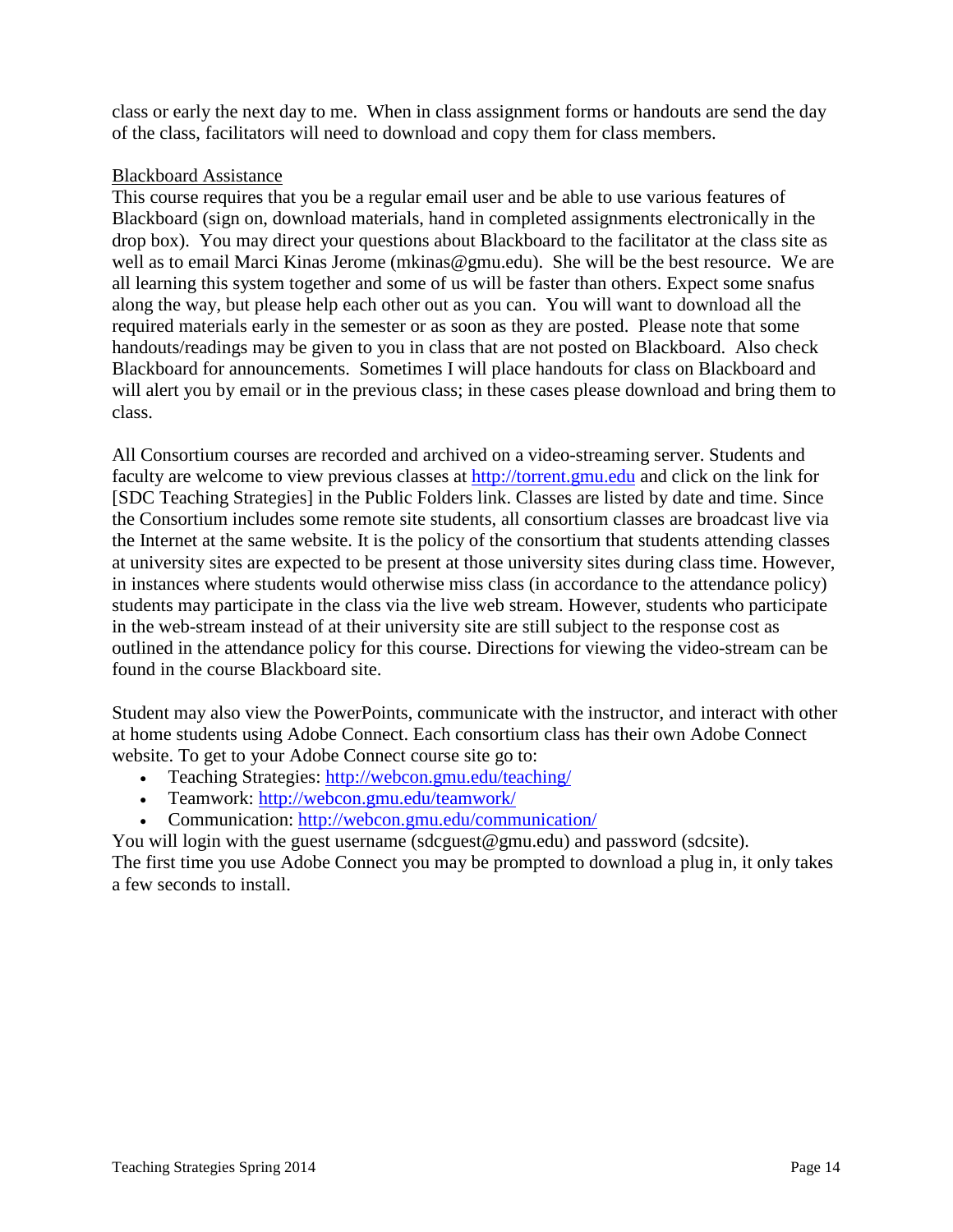class or early the next day to me. When in class assignment forms or handouts are send the day of the class, facilitators will need to download and copy them for class members.

<u>Blackboard Assistance</u>

This course requires that you be a regular email user and be able to use various features of Blackboard (sign on, download materials, hand in completed assignments electronically in the drop box). You may direct your questions about Blackboard to the facilitator at the class site as well as to email Marci Kinas Jerome (mkinas@gmu.edu). She will be the best resource. We are all learning this system together and some of us will be faster than others. Expect some snafus along the way, but please help each other out as you can. You will want to download all the required materials early in the semester or as soon as they are posted. Please note that some handouts/readings may be given to you in class that are not posted on Blackboard. Also check Blackboard for announcements. Sometimes I will place handouts for class on Blackboard and will alert you by email or in the previous class; in these cases please download and bring them to class.

All Consortium courses are recorded and archived on a video-streaming server. Students and faculty are welcome to view previous classes at [http://torrent.gmu.edu](http://torrent.gmu.edu) and click on the link for [SDC Teaching Strategies] in the Public Folders link. Classes are listed by date and time. Since the Consortium includes some remote site students, all consortium classes are broadcast live via the Internet at the same website. It is the policy of the consortium that students attending classes at university sites are expected to be present at those university sites during class time. However, in instances where students would otherwise miss class (in accordance to the attendance policy) students may participate in the class via the live web stream. However, students who participate in the web-stream instead of at their university site are still subject to the response cost as outlined in the attendance policy for this course. Directions for viewing the video-stream can be found in the course Blackboard site.

Student may also view the PowerPoints, communicate with the instructor, and interact with other at home students using Adobe Connect. Each consortium class has their own Adobe Connect website. To get to your Adobe Connect course site go to:

- Teaching Strategies: [http://webcon.gmu.edu/teaching/](http://webcon.gmu.edu/teaching/)
- Teamwork: [http://webcon.gmu.edu/teamwork/](http://webcon.gmu.edu/teamwork/)
- Communication: [http://webcon.gmu.edu/communication/](http://webcon.gmu.edu/communication/)

You will login with the guest username (sdcguest@gmu.edu) and password (sdcsite).
The first time you use Adobe Connect you may be prompted to download a plug in, it only takes a few seconds to install.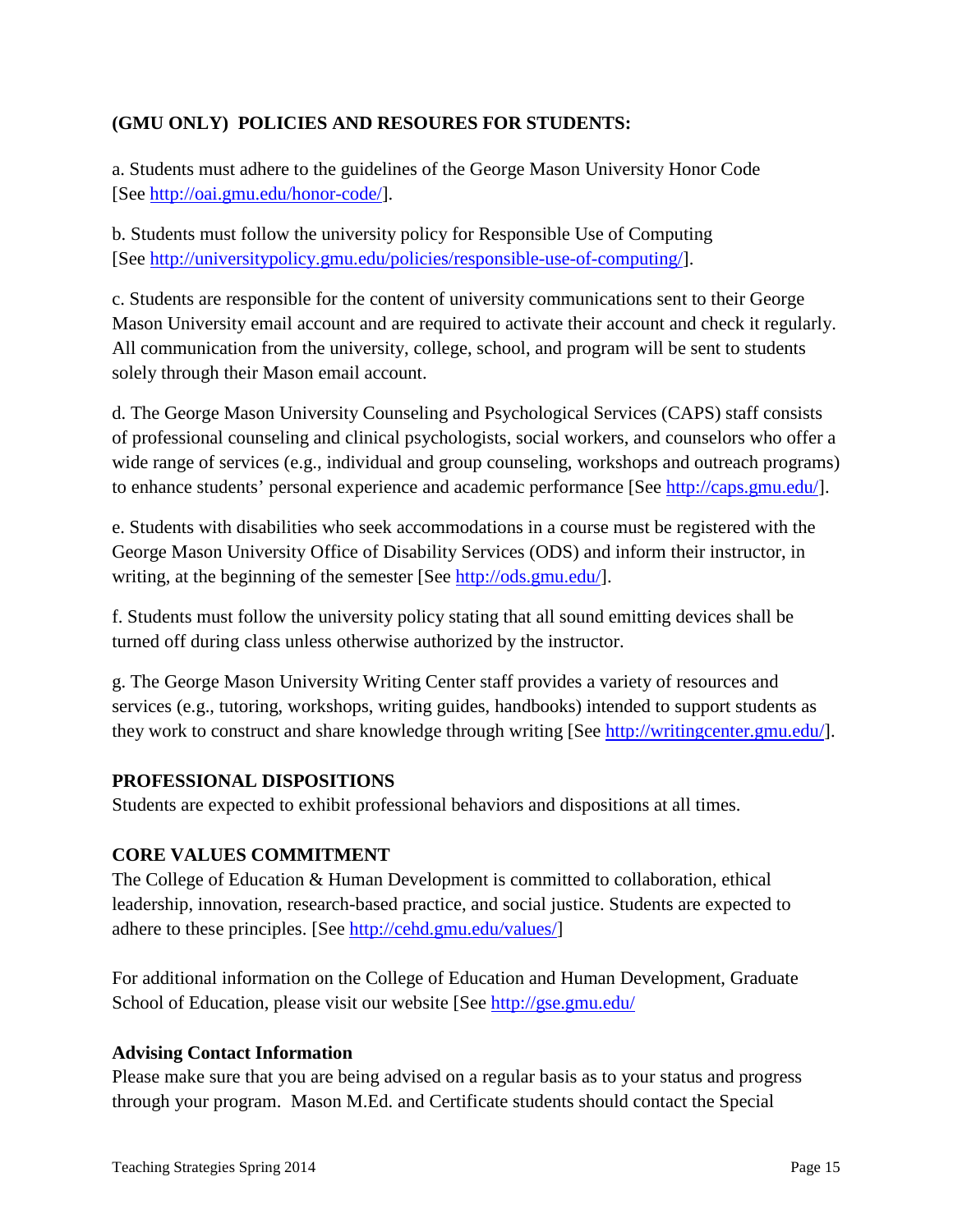**(GMU ONLY) POLICIES AND RESOURES FOR STUDENTS:**

a. Students must adhere to the guidelines of the George Mason University Honor Code [See http://oai.gmu.edu/honor-code/].

b. Students must follow the university policy for Responsible Use of Computing [See http://universitypolicy.gmu.edu/policies/responsible-use-of-computing/].

c. Students are responsible for the content of university communications sent to their George Mason University email account and are required to activate their account and check it regularly. All communication from the university, college, school, and program will be sent to students solely through their Mason email account.

d. The George Mason University Counseling and Psychological Services (CAPS) staff consists of professional counseling and clinical psychologists, social workers, and counselors who offer a wide range of services (e.g., individual and group counseling, workshops and outreach programs) to enhance students' personal experience and academic performance [See http://caps.gmu.edu/].

e. Students with disabilities who seek accommodations in a course must be registered with the George Mason University Office of Disability Services (ODS) and inform their instructor, in writing, at the beginning of the semester [See http://ods.gmu.edu/].

f. Students must follow the university policy stating that all sound emitting devices shall be turned off during class unless otherwise authorized by the instructor.

g. The George Mason University Writing Center staff provides a variety of resources and services (e.g., tutoring, workshops, writing guides, handbooks) intended to support students as they work to construct and share knowledge through writing [See http://writingcenter.gmu.edu/].

**PROFESSIONAL DISPOSITIONS**

Students are expected to exhibit professional behaviors and dispositions at all times.

**CORE VALUES COMMITMENT**

The College of Education & Human Development is committed to collaboration, ethical leadership, innovation, research-based practice, and social justice. Students are expected to adhere to these principles. [See http://cehd.gmu.edu/values/]

For additional information on the College of Education and Human Development, Graduate School of Education, please visit our website [See http://gse.gmu.edu/

**Advising Contact Information**

Please make sure that you are being advised on a regular basis as to your status and progress through your program. Mason M.Ed. and Certificate students should contact the Special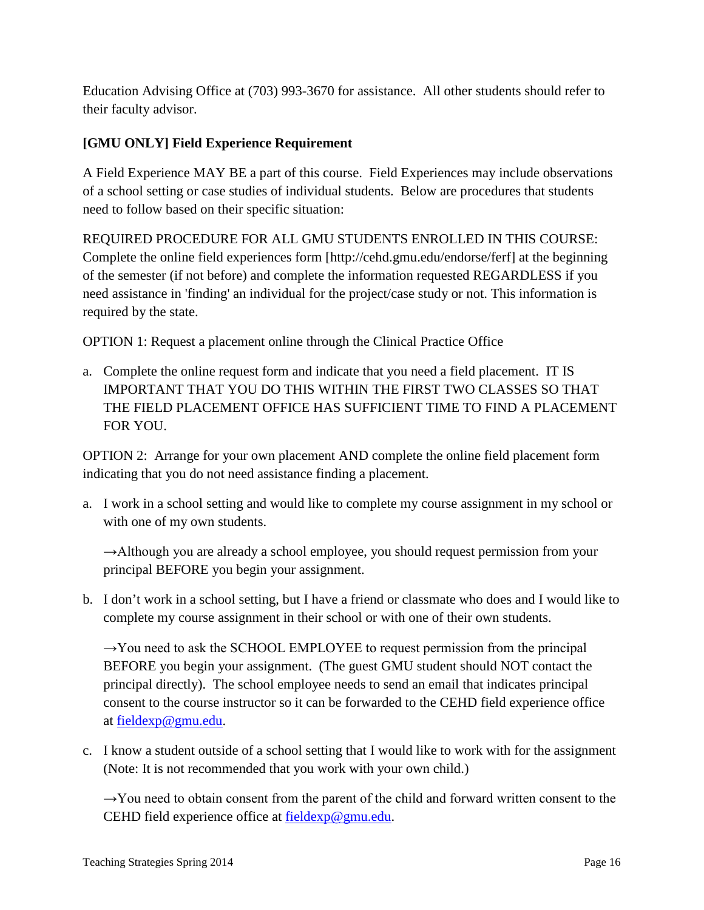Education Advising Office at (703) 993-3670 for assistance. All other students should refer to their faculty advisor.

**[GMU ONLY] Field Experience Requirement**

A Field Experience MAY BE a part of this course. Field Experiences may include observations of a school setting or case studies of individual students. Below are procedures that students need to follow based on their specific situation:

REQUIRED PROCEDURE FOR ALL GMU STUDENTS ENROLLED IN THIS COURSE: Complete the online field experiences form [http://cehd.gmu.edu/endorse/ferf] at the beginning of the semester (if not before) and complete the information requested REGARDLESS if you need assistance in 'finding' an individual for the project/case study or not. This information is required by the state.

OPTION 1: Request a placement online through the Clinical Practice Office

a. Complete the online request form and indicate that you need a field placement. IT IS IMPORTANT THAT YOU DO THIS WITHIN THE FIRST TWO CLASSES SO THAT THE FIELD PLACEMENT OFFICE HAS SUFFICIENT TIME TO FIND A PLACEMENT FOR YOU.

OPTION 2: Arrange for your own placement AND complete the online field placement form indicating that you do not need assistance finding a placement.

a. I work in a school setting and would like to complete my course assignment in my school or with one of my own students.

   →Although you are already a school employee, you should request permission from your principal BEFORE you begin your assignment.

b. I don't work in a school setting, but I have a friend or classmate who does and I would like to complete my course assignment in their school or with one of their own students.

   →You need to ask the SCHOOL EMPLOYEE to request permission from the principal BEFORE you begin your assignment. (The guest GMU student should NOT contact the principal directly). The school employee needs to send an email that indicates principal consent to the course instructor so it can be forwarded to the CEHD field experience office at fieldexp@gmu.edu.

c. I know a student outside of a school setting that I would like to work with for the assignment (Note: It is not recommended that you work with your own child.)

   →You need to obtain consent from the parent of the child and forward written consent to the CEHD field experience office at fieldexp@gmu.edu.